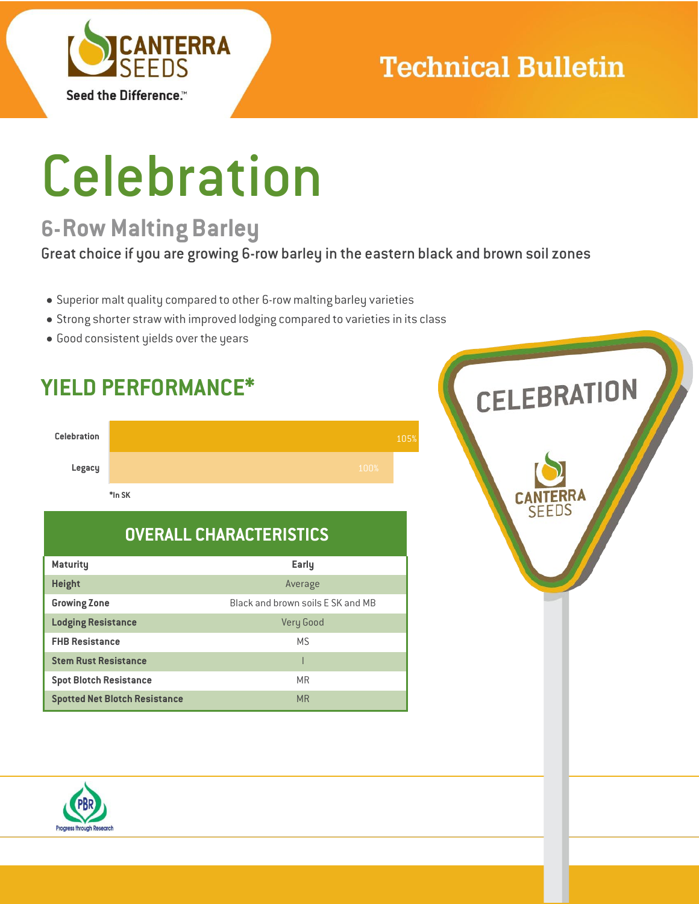Technical Bulletin

# Celebration

## 6-Row Malting Barley

Great choice if you are growing 6-row barley in the eastern black and brown soil zones

- Superior malt quality compared to other 6-row malting barley varieties
- Strong shorter straw with improved lodging compared to varieties in its class
- Good consistent yields over the years

## YIELD PERFORMANCE*

| Variety | Yield |
|---|---|
| Celebration | 105% |
| Legacy | 100% |

*In SK

## OVERALL CHARACTERISTICS

| | |
|---|---|
| Maturity | Early |
| Height | Average |
| Growing Zone | Black and brown soils E SK and MB |
| Lodging Resistance | Very Good |
| FHB Resistance | MS |
| Stem Rust Resistance | I |
| Spot Blotch Resistance | MR |
| Spotted Net Blotch Resistance | MR |

PBR Progress through Research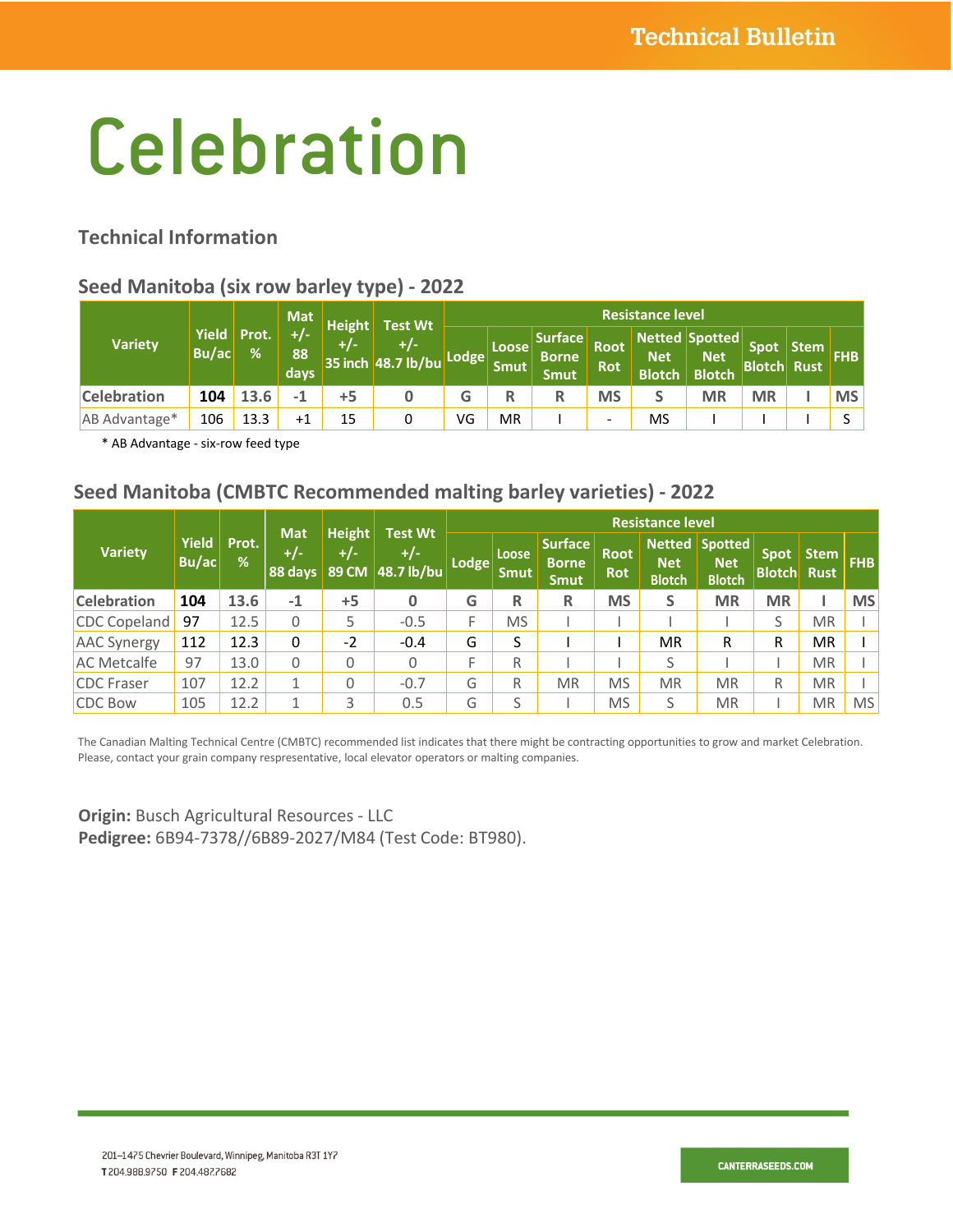# Celebration

## Technical Information

### Seed Manitoba (six row barley type) - 2022

| Variety | Yield Bu/ac | Prot. % | Mat +/- 88 days | Height +/- 35 inch | Test Wt +/- 48.7 lb/bu | Resistance level | | | | | | | | |
|---|---|---|---|---|---|---|---|---|---|---|---|---|---|---|
| | | | | | | Lodge | Loose Smut | Surface Borne Smut | Root Rot | Netted Net Blotch | Spotted Net Blotch | Spot Blotch | Stem Rust | FHB |
| **Celebration** | **104** | **13.6** | **-1** | **+5** | **0** | **G** | **R** | **R** | **MS** | **S** | **MR** | **MR** | **I** | **MS** |
| AB Advantage* | 106 | 13.3 | +1 | 15 | 0 | VG | MR | I | - | MS | I | I | I | S |

\* AB Advantage - six-row feed type

### Seed Manitoba (CMBTC Recommended malting barley varieties) - 2022

| Variety | Yield Bu/ac | Prot. % | Mat +/- 88 days | Height +/- 89 CM | Test Wt +/- 48.7 lb/bu | Resistance level | | | | | | | | |
|---|---|---|---|---|---|---|---|---|---|---|---|---|---|---|
| | | | | | | Lodge | Loose Smut | Surface Borne Smut | Root Rot | Netted Net Blotch | Spotted Net Blotch | Spot Blotch | Stem Rust | FHB |
| **Celebration** | **104** | **13.6** | **-1** | **+5** | **0** | **G** | **R** | **R** | **MS** | **S** | **MR** | **MR** | **I** | **MS** |
| CDC Copeland | 97 | 12.5 | 0 | 5 | -0.5 | F | MS | I | I | I | I | S | MR | I |
| AAC Synergy | 112 | 12.3 | 0 | -2 | -0.4 | G | S | I | I | MR | R | R | MR | I |
| AC Metcalfe | 97 | 13.0 | 0 | 0 | 0 | F | R | I | I | S | I | I | MR | I |
| CDC Fraser | 107 | 12.2 | 1 | 0 | -0.7 | G | R | MR | MS | MR | MR | R | MR | I |
| CDC Bow | 105 | 12.2 | 1 | 3 | 0.5 | G | S | I | MS | S | MR | I | MR | MS |

The Canadian Malting Technical Centre (CMBTC) recommended list indicates that there might be contracting opportunities to grow and market Celebration. Please, contact your grain company respresentative, local elevator operators or malting companies.

**Origin:** Busch Agricultural Resources - LLC
**Pedigree:** 6B94-7378//6B89-2027/M84 (Test Code: BT980).

201–1475 Chevrier Boulevard, Winnipeg, Manitoba R3T 1Y7
T 204.988.9750 F 204.487.7682

CANTERRASEEDS.COM